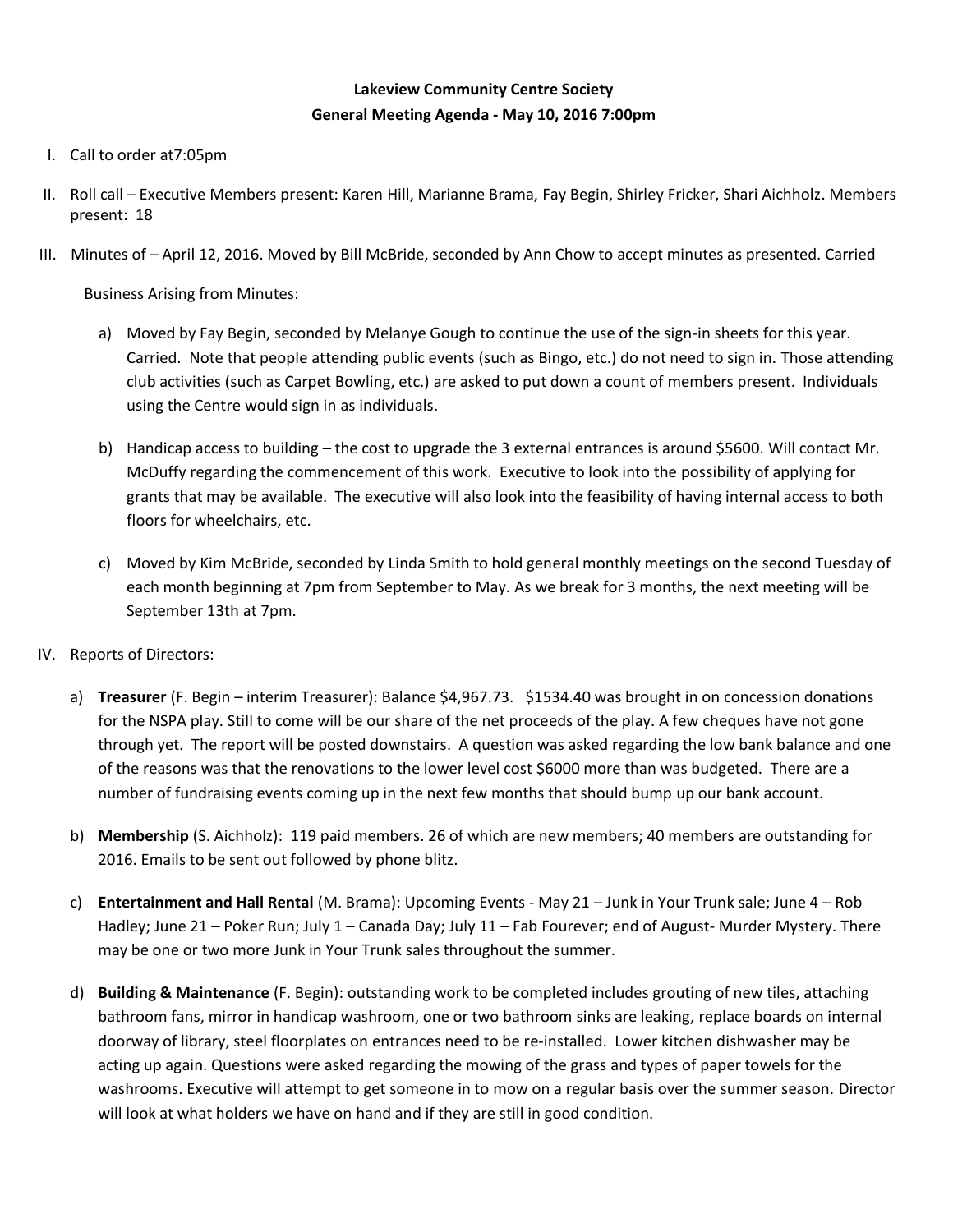**Lakeview Community Centre Society**
**General Meeting Agenda - May 10, 2016 7:00pm**

I. Call to order at7:05pm

II. Roll call – Executive Members present: Karen Hill, Marianne Brama, Fay Begin, Shirley Fricker, Shari Aichholz. Members present: 18

III. Minutes of – April 12, 2016. Moved by Bill McBride, seconded by Ann Chow to accept minutes as presented. Carried

Business Arising from Minutes:

a) Moved by Fay Begin, seconded by Melanye Gough to continue the use of the sign-in sheets for this year. Carried. Note that people attending public events (such as Bingo, etc.) do not need to sign in. Those attending club activities (such as Carpet Bowling, etc.) are asked to put down a count of members present. Individuals using the Centre would sign in as individuals.

b) Handicap access to building – the cost to upgrade the 3 external entrances is around $5600. Will contact Mr. McDuffy regarding the commencement of this work. Executive to look into the possibility of applying for grants that may be available. The executive will also look into the feasibility of having internal access to both floors for wheelchairs, etc.

c) Moved by Kim McBride, seconded by Linda Smith to hold general monthly meetings on the second Tuesday of each month beginning at 7pm from September to May. As we break for 3 months, the next meeting will be September 13th at 7pm.

IV. Reports of Directors:

a) **Treasurer** (F. Begin – interim Treasurer): Balance $4,967.73. $1534.40 was brought in on concession donations for the NSPA play. Still to come will be our share of the net proceeds of the play. A few cheques have not gone through yet. The report will be posted downstairs. A question was asked regarding the low bank balance and one of the reasons was that the renovations to the lower level cost $6000 more than was budgeted. There are a number of fundraising events coming up in the next few months that should bump up our bank account.

b) **Membership** (S. Aichholz): 119 paid members. 26 of which are new members; 40 members are outstanding for 2016. Emails to be sent out followed by phone blitz.

c) **Entertainment and Hall Rental** (M. Brama): Upcoming Events - May 21 – Junk in Your Trunk sale; June 4 – Rob Hadley; June 21 – Poker Run; July 1 – Canada Day; July 11 – Fab Fourever; end of August- Murder Mystery. There may be one or two more Junk in Your Trunk sales throughout the summer.

d) **Building & Maintenance** (F. Begin): outstanding work to be completed includes grouting of new tiles, attaching bathroom fans, mirror in handicap washroom, one or two bathroom sinks are leaking, replace boards on internal doorway of library, steel floorplates on entrances need to be re-installed. Lower kitchen dishwasher may be acting up again. Questions were asked regarding the mowing of the grass and types of paper towels for the washrooms. Executive will attempt to get someone in to mow on a regular basis over the summer season. Director will look at what holders we have on hand and if they are still in good condition.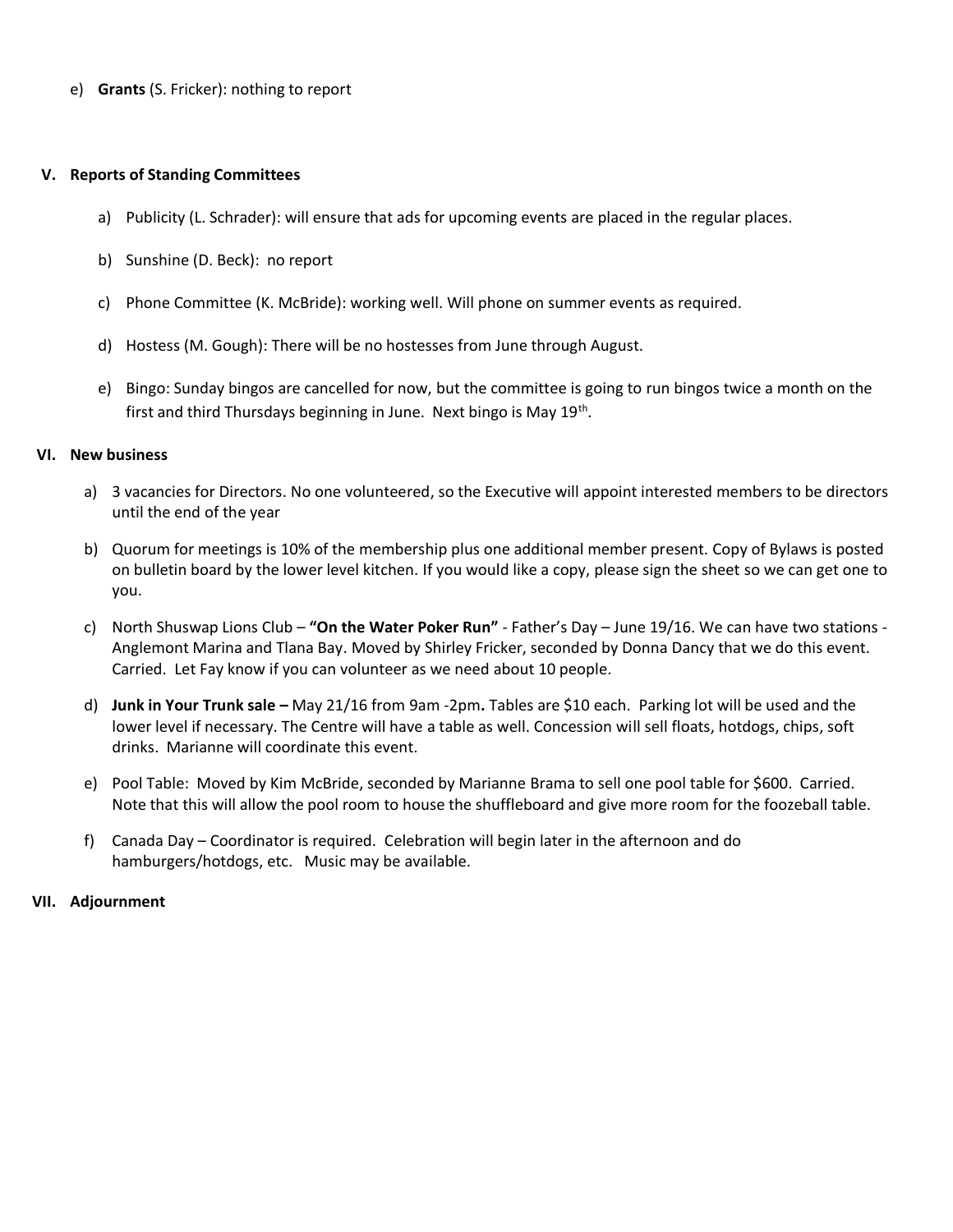e) **Grants** (S. Fricker): nothing to report

## V. Reports of Standing Committees

a) Publicity (L. Schrader): will ensure that ads for upcoming events are placed in the regular places.

b) Sunshine (D. Beck): no report

c) Phone Committee (K. McBride): working well. Will phone on summer events as required.

d) Hostess (M. Gough): There will be no hostesses from June through August.

e) Bingo: Sunday bingos are cancelled for now, but the committee is going to run bingos twice a month on the first and third Thursdays beginning in June. Next bingo is May 19th.

## VI. New business

a) 3 vacancies for Directors. No one volunteered, so the Executive will appoint interested members to be directors until the end of the year

b) Quorum for meetings is 10% of the membership plus one additional member present. Copy of Bylaws is posted on bulletin board by the lower level kitchen. If you would like a copy, please sign the sheet so we can get one to you.

c) North Shuswap Lions Club – **"On the Water Poker Run"** - Father's Day – June 19/16. We can have two stations - Anglemont Marina and Tlana Bay. Moved by Shirley Fricker, seconded by Donna Dancy that we do this event. Carried. Let Fay know if you can volunteer as we need about 10 people.

d) **Junk in Your Trunk sale –** May 21/16 from 9am -2pm**.** Tables are $10 each. Parking lot will be used and the lower level if necessary. The Centre will have a table as well. Concession will sell floats, hotdogs, chips, soft drinks. Marianne will coordinate this event.

e) Pool Table: Moved by Kim McBride, seconded by Marianne Brama to sell one pool table for $600. Carried. Note that this will allow the pool room to house the shuffleboard and give more room for the foozeball table.

f) Canada Day – Coordinator is required. Celebration will begin later in the afternoon and do hamburgers/hotdogs, etc. Music may be available.

## VII. Adjournment